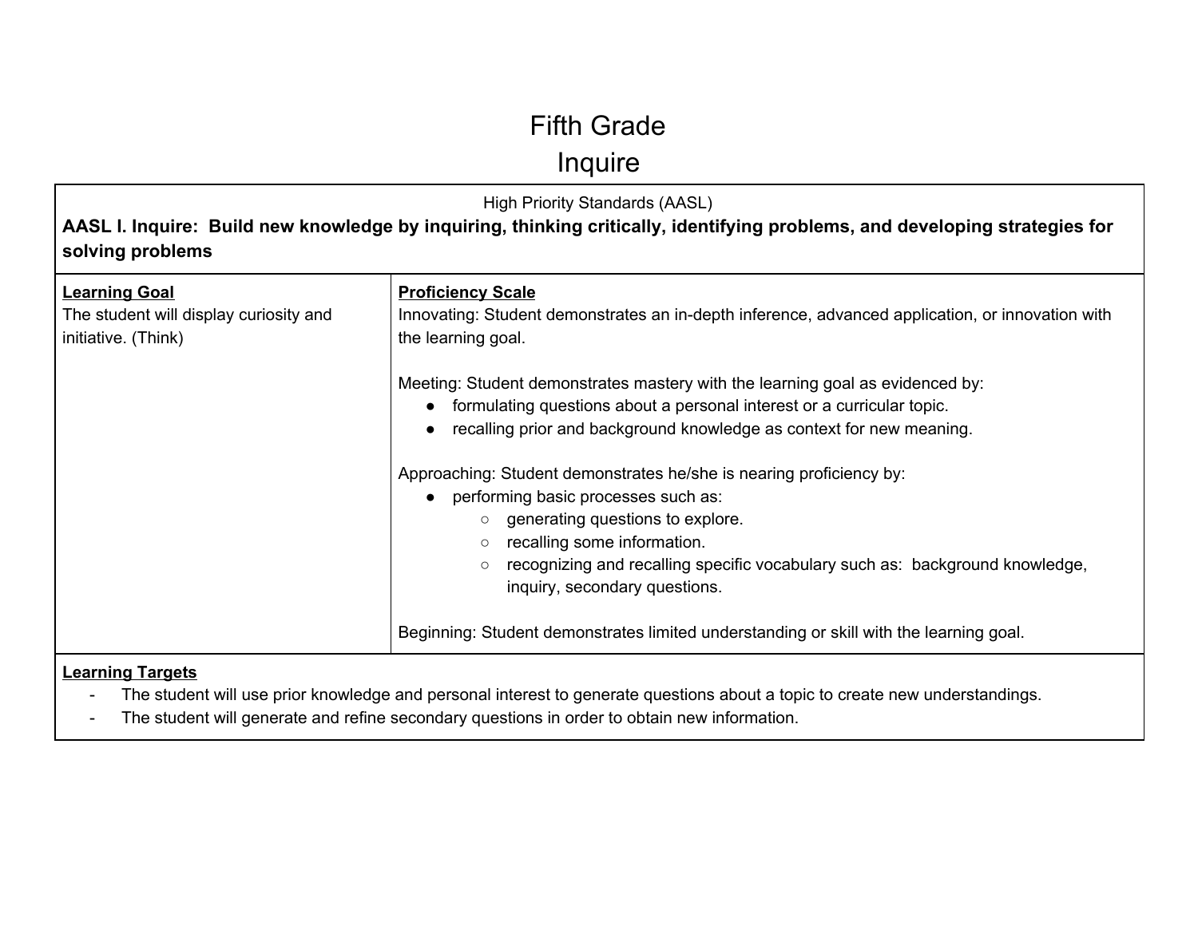# Fifth Grade

## Inquire

High Priority Standards (AASL)

**AASL I. Inquire: Build new knowledge by inquiring, thinking critically, identifying problems, and developing strategies for solving problems**

| **Learning Goal** | **Proficiency Scale** |
| --- | --- |
| The student will display curiosity and initiative. (Think) | Innovating: Student demonstrates an in-depth inference, advanced application, or innovation with the learning goal.<br><br>Meeting: Student demonstrates mastery with the learning goal as evidenced by:<br>● formulating questions about a personal interest or a curricular topic.<br>● recalling prior and background knowledge as context for new meaning.<br><br>Approaching: Student demonstrates he/she is nearing proficiency by:<br>● performing basic processes such as:<br>○ generating questions to explore.<br>○ recalling some information.<br>○ recognizing and recalling specific vocabulary such as: background knowledge, inquiry, secondary questions.<br><br>Beginning: Student demonstrates limited understanding or skill with the learning goal. |

**Learning Targets**

- The student will use prior knowledge and personal interest to generate questions about a topic to create new understandings.
- The student will generate and refine secondary questions in order to obtain new information.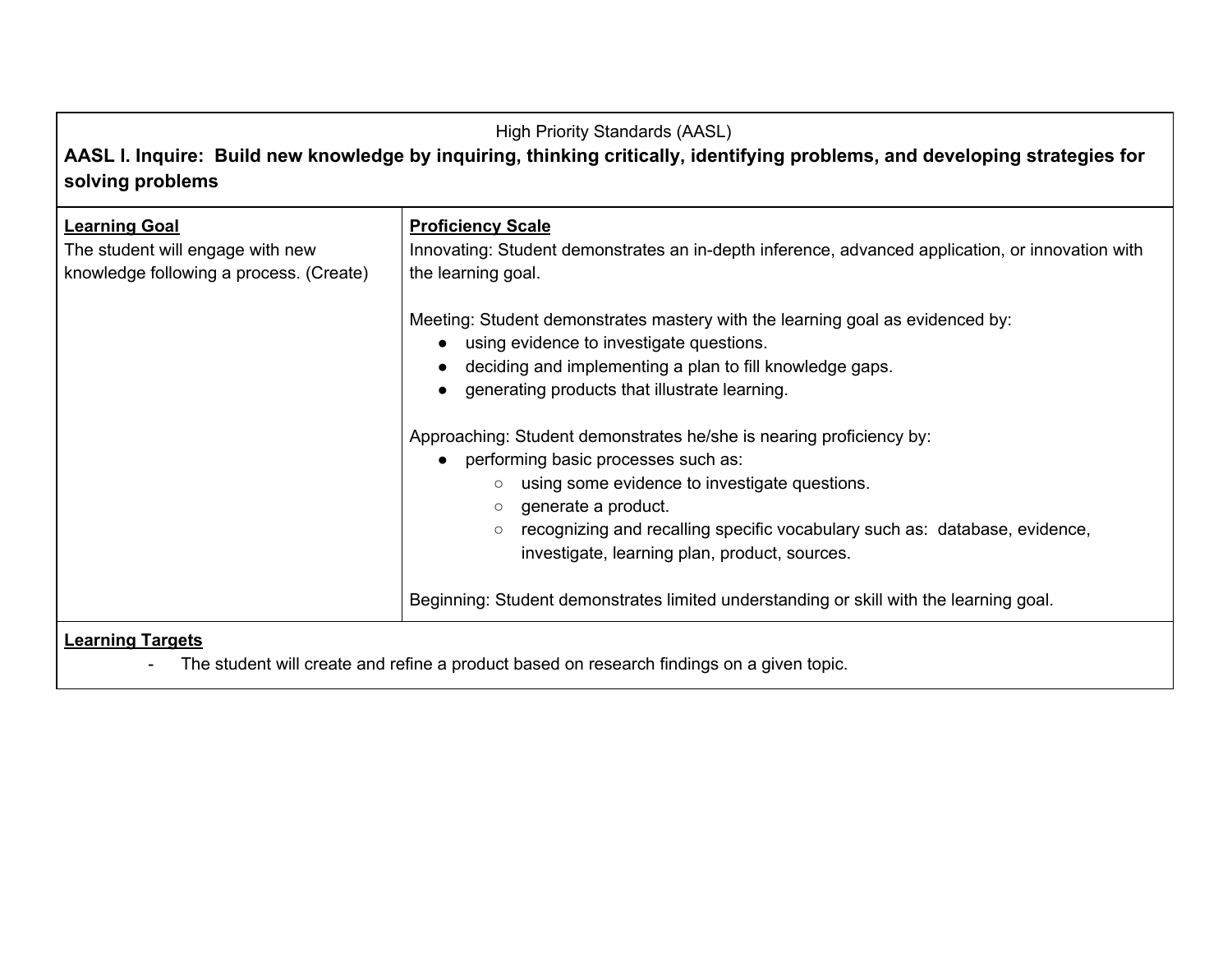High Priority Standards (AASL)

**AASL I. Inquire: Build new knowledge by inquiring, thinking critically, identifying problems, and developing strategies for solving problems**

| **Learning Goal** | **Proficiency Scale** |
|---|---|
| The student will engage with new knowledge following a process. (Create) | Innovating: Student demonstrates an in-depth inference, advanced application, or innovation with the learning goal.<br><br>Meeting: Student demonstrates mastery with the learning goal as evidenced by:<br>● using evidence to investigate questions.<br>● deciding and implementing a plan to fill knowledge gaps.<br>● generating products that illustrate learning.<br><br>Approaching: Student demonstrates he/she is nearing proficiency by:<br>● performing basic processes such as:<br>○ using some evidence to investigate questions.<br>○ generate a product.<br>○ recognizing and recalling specific vocabulary such as: database, evidence, investigate, learning plan, product, sources.<br><br>Beginning: Student demonstrates limited understanding or skill with the learning goal. |

**Learning Targets**

- The student will create and refine a product based on research findings on a given topic.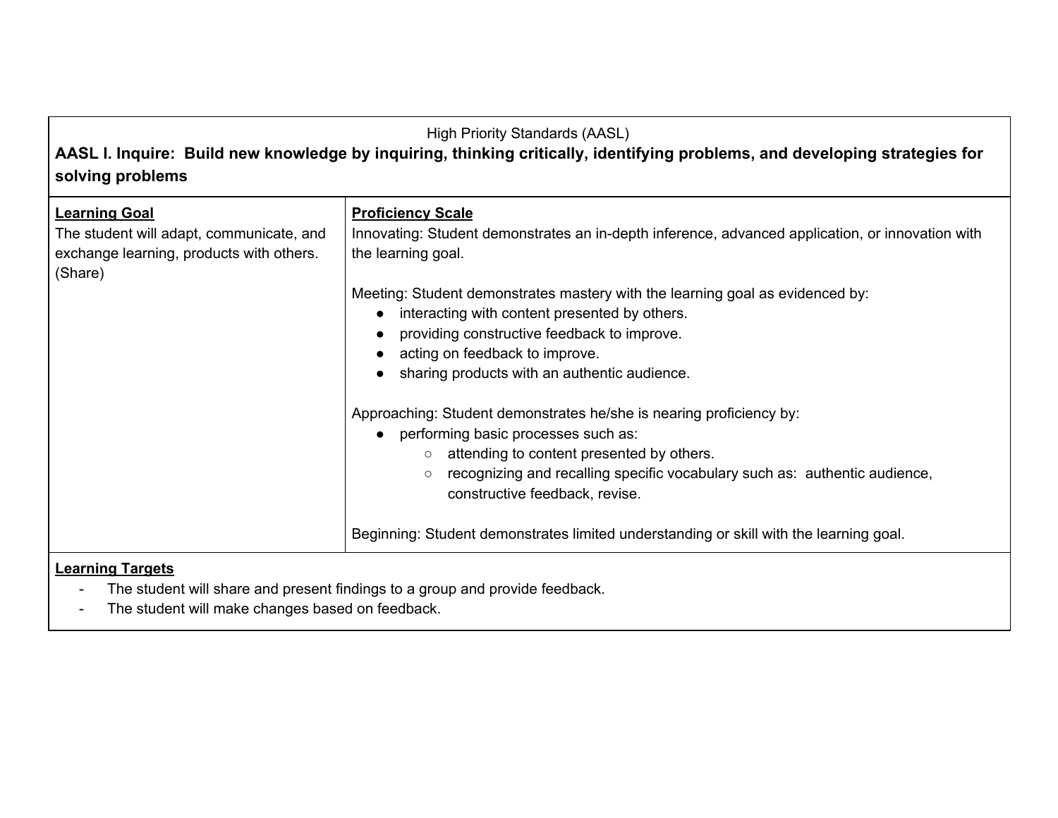High Priority Standards (AASL)

**AASL I. Inquire: Build new knowledge by inquiring, thinking critically, identifying problems, and developing strategies for solving problems**

| **Learning Goal** | **Proficiency Scale** |
| --- | --- |
| The student will adapt, communicate, and exchange learning, products with others. (Share) | Innovating: Student demonstrates an in-depth inference, advanced application, or innovation with the learning goal.<br><br>Meeting: Student demonstrates mastery with the learning goal as evidenced by:<br>● interacting with content presented by others.<br>● providing constructive feedback to improve.<br>● acting on feedback to improve.<br>● sharing products with an authentic audience.<br><br>Approaching: Student demonstrates he/she is nearing proficiency by:<br>● performing basic processes such as:<br>○ attending to content presented by others.<br>○ recognizing and recalling specific vocabulary such as: authentic audience, constructive feedback, revise.<br><br>Beginning: Student demonstrates limited understanding or skill with the learning goal. |

**Learning Targets**

- The student will share and present findings to a group and provide feedback.
- The student will make changes based on feedback.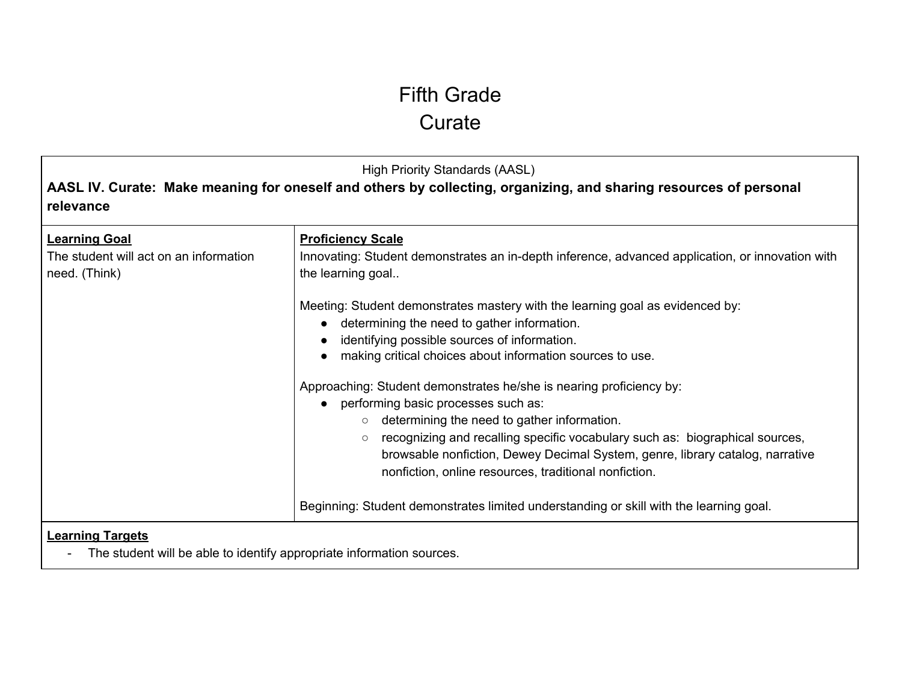# Fifth Grade
# Curate

High Priority Standards (AASL)

**AASL IV. Curate: Make meaning for oneself and others by collecting, organizing, and sharing resources of personal relevance**

| **Learning Goal** | **Proficiency Scale** |
| --- | --- |
| The student will act on an information need. (Think) | Innovating: Student demonstrates an in-depth inference, advanced application, or innovation with the learning goal..<br><br>Meeting: Student demonstrates mastery with the learning goal as evidenced by:<br>● determining the need to gather information.<br>● identifying possible sources of information.<br>● making critical choices about information sources to use.<br><br>Approaching: Student demonstrates he/she is nearing proficiency by:<br>● performing basic processes such as:<br>○ determining the need to gather information.<br>○ recognizing and recalling specific vocabulary such as: biographical sources, browsable nonfiction, Dewey Decimal System, genre, library catalog, narrative nonfiction, online resources, traditional nonfiction.<br><br>Beginning: Student demonstrates limited understanding or skill with the learning goal. |

**Learning Targets**

- The student will be able to identify appropriate information sources.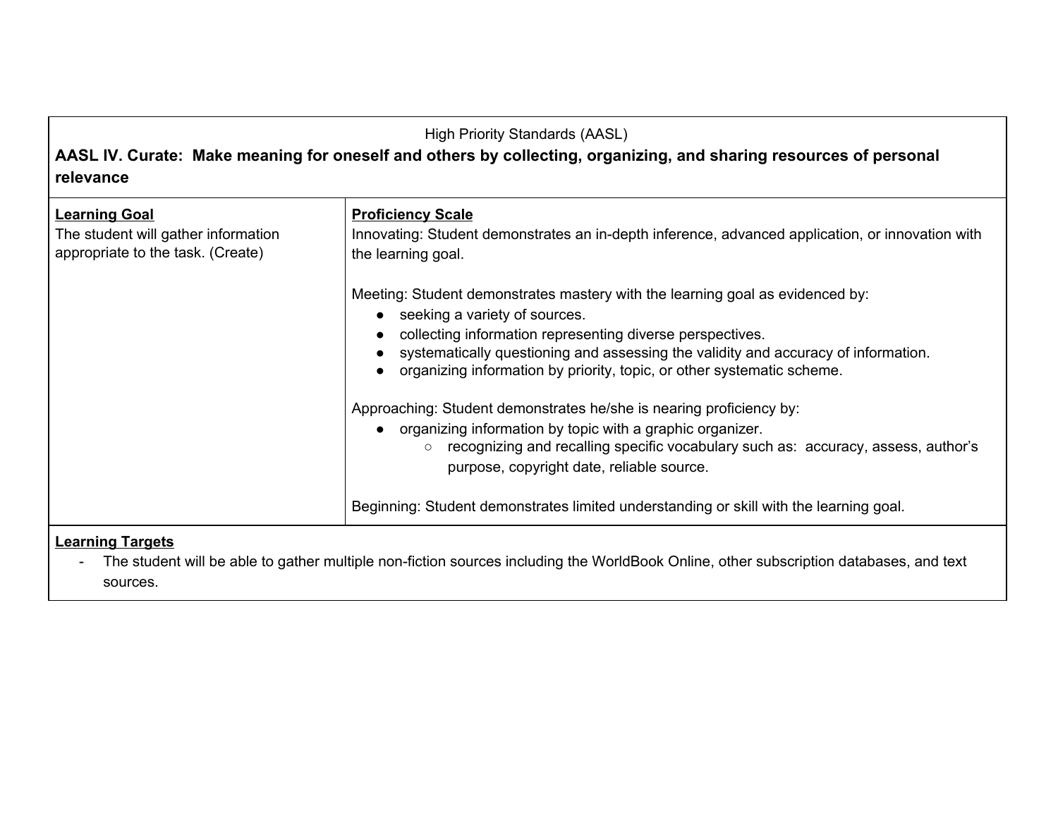High Priority Standards (AASL)

**AASL IV. Curate: Make meaning for oneself and others by collecting, organizing, and sharing resources of personal relevance**

| **Learning Goal** | **Proficiency Scale** |
|---|---|
| The student will gather information appropriate to the task. (Create) | Innovating: Student demonstrates an in-depth inference, advanced application, or innovation with the learning goal.<br><br>Meeting: Student demonstrates mastery with the learning goal as evidenced by:<br>• seeking a variety of sources.<br>• collecting information representing diverse perspectives.<br>• systematically questioning and assessing the validity and accuracy of information.<br>• organizing information by priority, topic, or other systematic scheme.<br><br>Approaching: Student demonstrates he/she is nearing proficiency by:<br>• organizing information by topic with a graphic organizer.<br>&nbsp;&nbsp;&nbsp;&nbsp;○ recognizing and recalling specific vocabulary such as: accuracy, assess, author's purpose, copyright date, reliable source.<br><br>Beginning: Student demonstrates limited understanding or skill with the learning goal. |

**Learning Targets**

- The student will be able to gather multiple non-fiction sources including the WorldBook Online, other subscription databases, and text sources.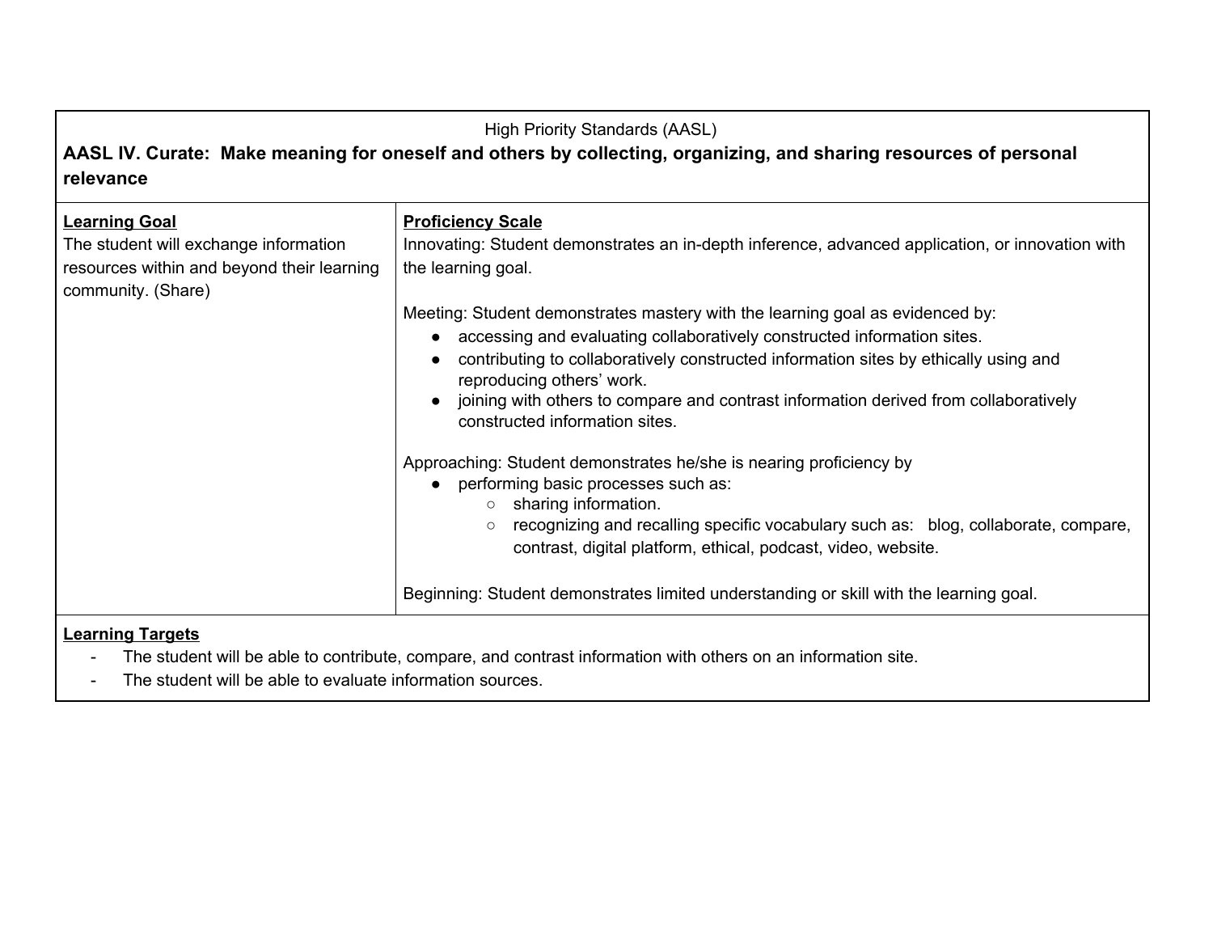High Priority Standards (AASL)

**AASL IV. Curate: Make meaning for oneself and others by collecting, organizing, and sharing resources of personal relevance**

| Learning Goal | Proficiency Scale |
|---|---|
| The student will exchange information resources within and beyond their learning community. (Share) | Innovating: Student demonstrates an in-depth inference, advanced application, or innovation with the learning goal.<br><br>Meeting: Student demonstrates mastery with the learning goal as evidenced by:<br>● accessing and evaluating collaboratively constructed information sites.<br>● contributing to collaboratively constructed information sites by ethically using and reproducing others' work.<br>● joining with others to compare and contrast information derived from collaboratively constructed information sites.<br><br>Approaching: Student demonstrates he/she is nearing proficiency by<br>● performing basic processes such as:<br>○ sharing information.<br>○ recognizing and recalling specific vocabulary such as: blog, collaborate, compare, contrast, digital platform, ethical, podcast, video, website.<br><br>Beginning: Student demonstrates limited understanding or skill with the learning goal. |

**Learning Targets**

- The student will be able to contribute, compare, and contrast information with others on an information site.
- The student will be able to evaluate information sources.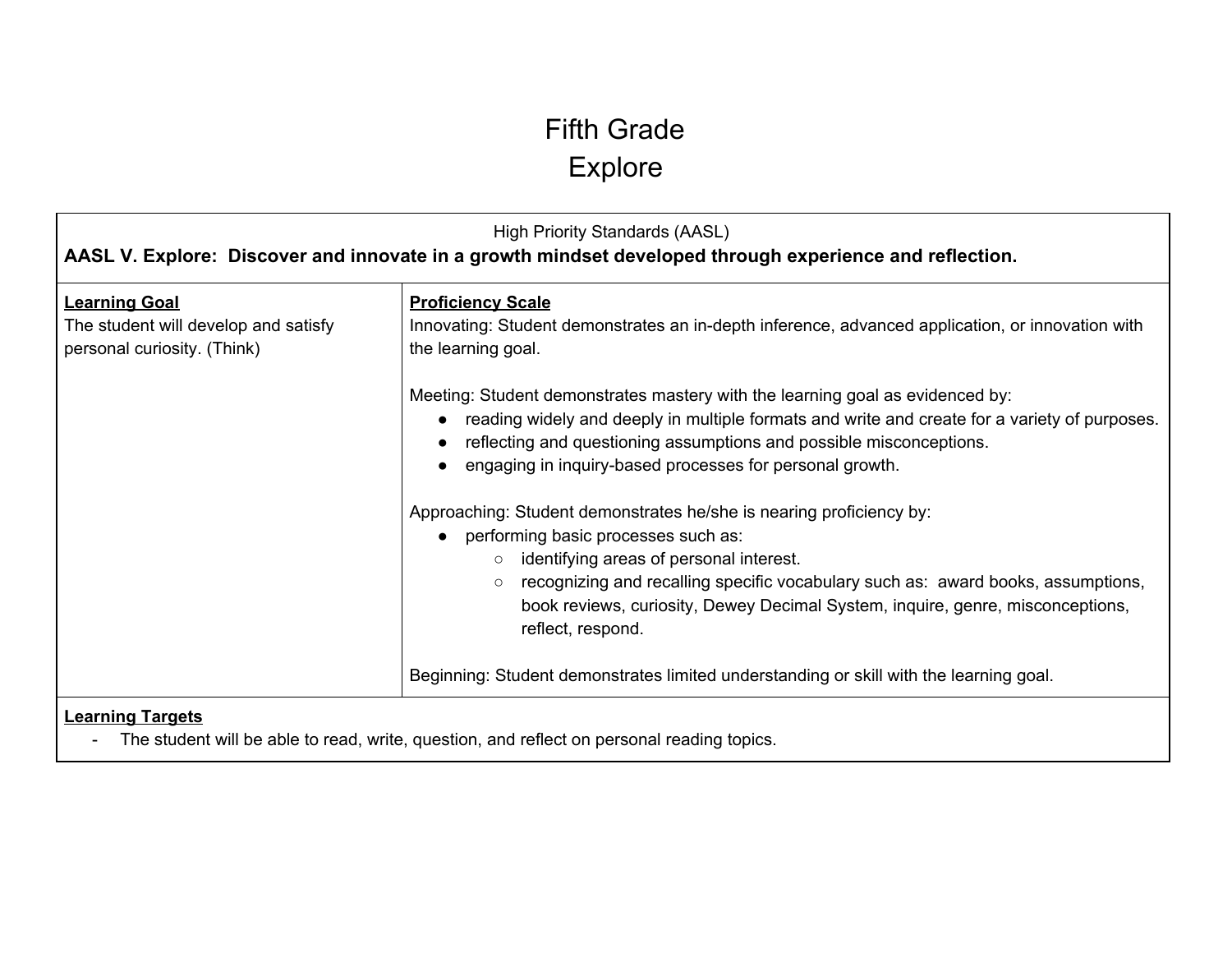# Fifth Grade
# Explore

| High Priority Standards (AASL)<br>**AASL V. Explore: Discover and innovate in a growth mindset developed through experience and reflection.** | |
|---|---|
| **<u>Learning Goal</u>**<br>The student will develop and satisfy personal curiosity. (Think) | **<u>Proficiency Scale</u>**<br>Innovating: Student demonstrates an in-depth inference, advanced application, or innovation with the learning goal.<br><br>Meeting: Student demonstrates mastery with the learning goal as evidenced by:<br>● reading widely and deeply in multiple formats and write and create for a variety of purposes.<br>● reflecting and questioning assumptions and possible misconceptions.<br>● engaging in inquiry-based processes for personal growth.<br><br>Approaching: Student demonstrates he/she is nearing proficiency by:<br>● performing basic processes such as:<br>&nbsp;&nbsp;&nbsp;&nbsp;○ identifying areas of personal interest.<br>&nbsp;&nbsp;&nbsp;&nbsp;○ recognizing and recalling specific vocabulary such as: award books, assumptions, book reviews, curiosity, Dewey Decimal System, inquire, genre, misconceptions, reflect, respond.<br><br>Beginning: Student demonstrates limited understanding or skill with the learning goal. |
| **<u>Learning Targets</u>**<br>- The student will be able to read, write, question, and reflect on personal reading topics. | |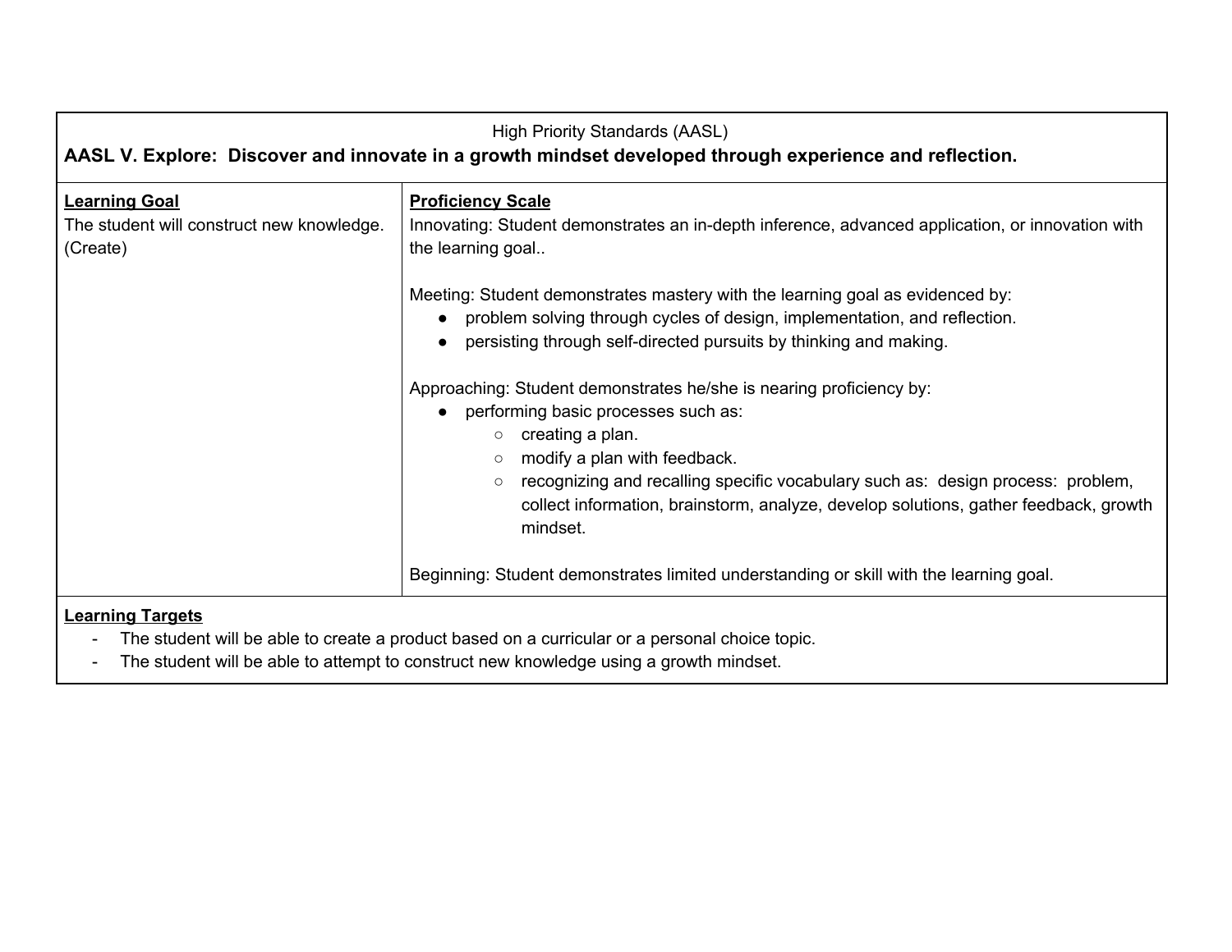High Priority Standards (AASL)

**AASL V. Explore: Discover and innovate in a growth mindset developed through experience and reflection.**

| **Learning Goal** | **Proficiency Scale** |
| --- | --- |
| The student will construct new knowledge. (Create) | Innovating: Student demonstrates an in-depth inference, advanced application, or innovation with the learning goal..<br><br>Meeting: Student demonstrates mastery with the learning goal as evidenced by:<br>● problem solving through cycles of design, implementation, and reflection.<br>● persisting through self-directed pursuits by thinking and making.<br><br>Approaching: Student demonstrates he/she is nearing proficiency by:<br>● performing basic processes such as:<br>○ creating a plan.<br>○ modify a plan with feedback.<br>○ recognizing and recalling specific vocabulary such as: design process: problem, collect information, brainstorm, analyze, develop solutions, gather feedback, growth mindset.<br><br>Beginning: Student demonstrates limited understanding or skill with the learning goal. |

**Learning Targets**

- The student will be able to create a product based on a curricular or a personal choice topic.
- The student will be able to attempt to construct new knowledge using a growth mindset.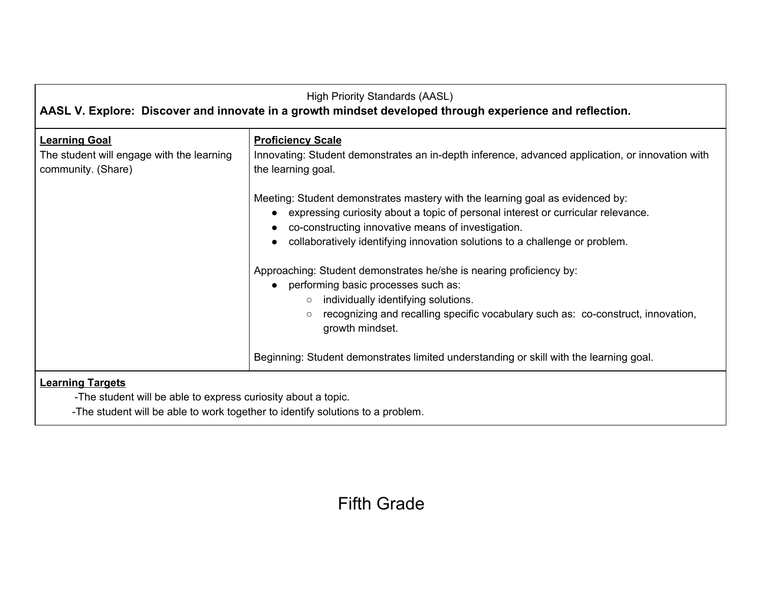| High Priority Standards (AASL)<br>**AASL V. Explore: Discover and innovate in a growth mindset developed through experience and reflection.** | |
|---|---|
| **Learning Goal**<br>The student will engage with the learning community. (Share) | **Proficiency Scale**<br>Innovating: Student demonstrates an in-depth inference, advanced application, or innovation with the learning goal.<br><br>Meeting: Student demonstrates mastery with the learning goal as evidenced by:<br>● expressing curiosity about a topic of personal interest or curricular relevance.<br>● co-constructing innovative means of investigation.<br>● collaboratively identifying innovation solutions to a challenge or problem.<br><br>Approaching: Student demonstrates he/she is nearing proficiency by:<br>● performing basic processes such as:<br>○ individually identifying solutions.<br>○ recognizing and recalling specific vocabulary such as: co-construct, innovation, growth mindset.<br><br>Beginning: Student demonstrates limited understanding or skill with the learning goal. |
| **Learning Targets**<br>-The student will be able to express curiosity about a topic.<br>-The student will be able to work together to identify solutions to a problem. | |

# Fifth Grade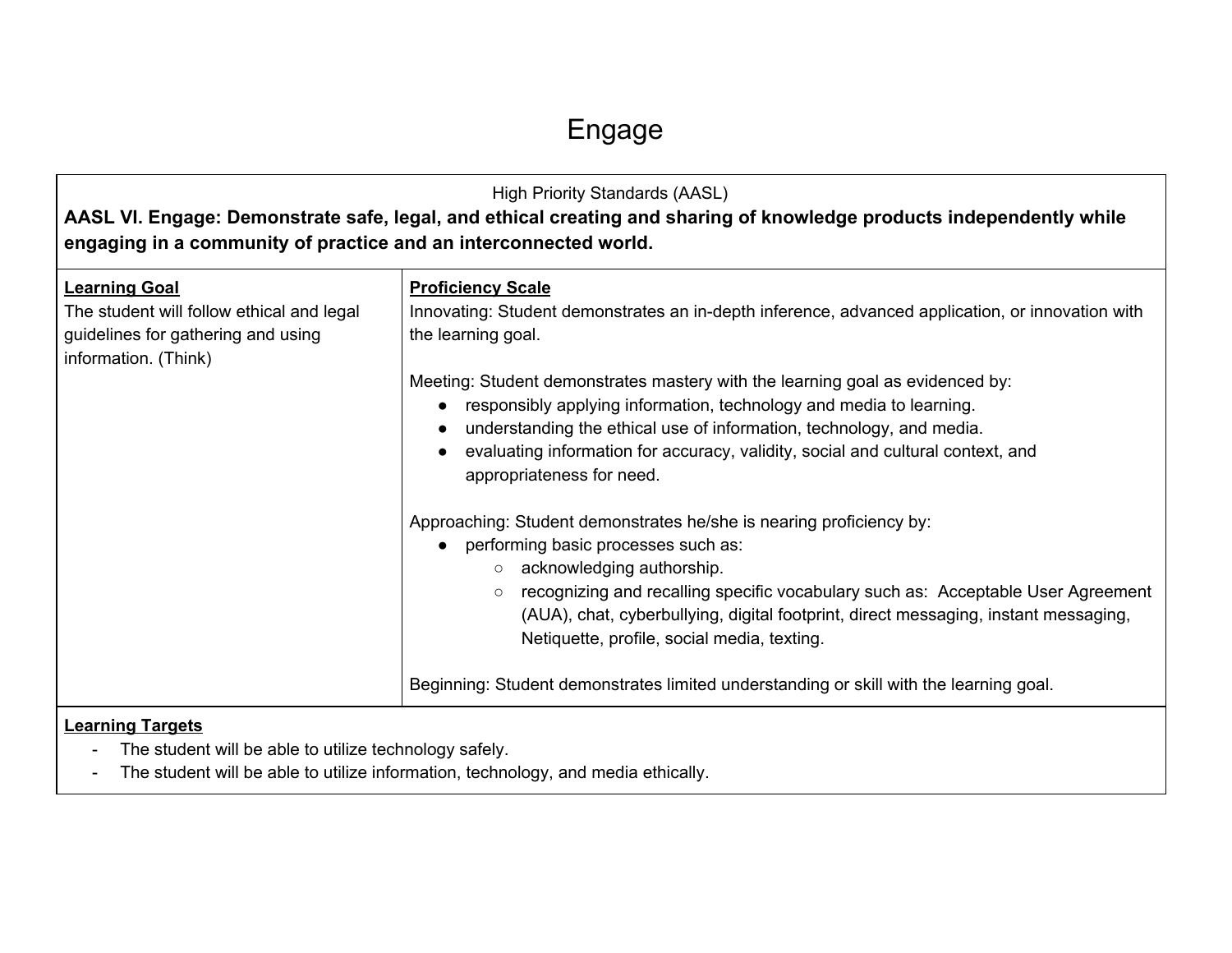# Engage

<table>
<tr>
<td colspan="2">

High Priority Standards (AASL)

**AASL VI. Engage: Demonstrate safe, legal, and ethical creating and sharing of knowledge products independently while engaging in a community of practice and an interconnected world.**

</td>
</tr>
<tr>
<td>

**Learning Goal**

The student will follow ethical and legal guidelines for gathering and using information. (Think)

</td>
<td>

**Proficiency Scale**

Innovating: Student demonstrates an in-depth inference, advanced application, or innovation with the learning goal.

Meeting: Student demonstrates mastery with the learning goal as evidenced by:

- responsibly applying information, technology and media to learning.
- understanding the ethical use of information, technology, and media.
- evaluating information for accuracy, validity, social and cultural context, and appropriateness for need.

Approaching: Student demonstrates he/she is nearing proficiency by:

- performing basic processes such as:
  - acknowledging authorship.
  - recognizing and recalling specific vocabulary such as: Acceptable User Agreement (AUA), chat, cyberbullying, digital footprint, direct messaging, instant messaging, Netiquette, profile, social media, texting.

Beginning: Student demonstrates limited understanding or skill with the learning goal.

</td>
</tr>
<tr>
<td colspan="2">

**Learning Targets**

- The student will be able to utilize technology safely.
- The student will be able to utilize information, technology, and media ethically.

</td>
</tr>
</table>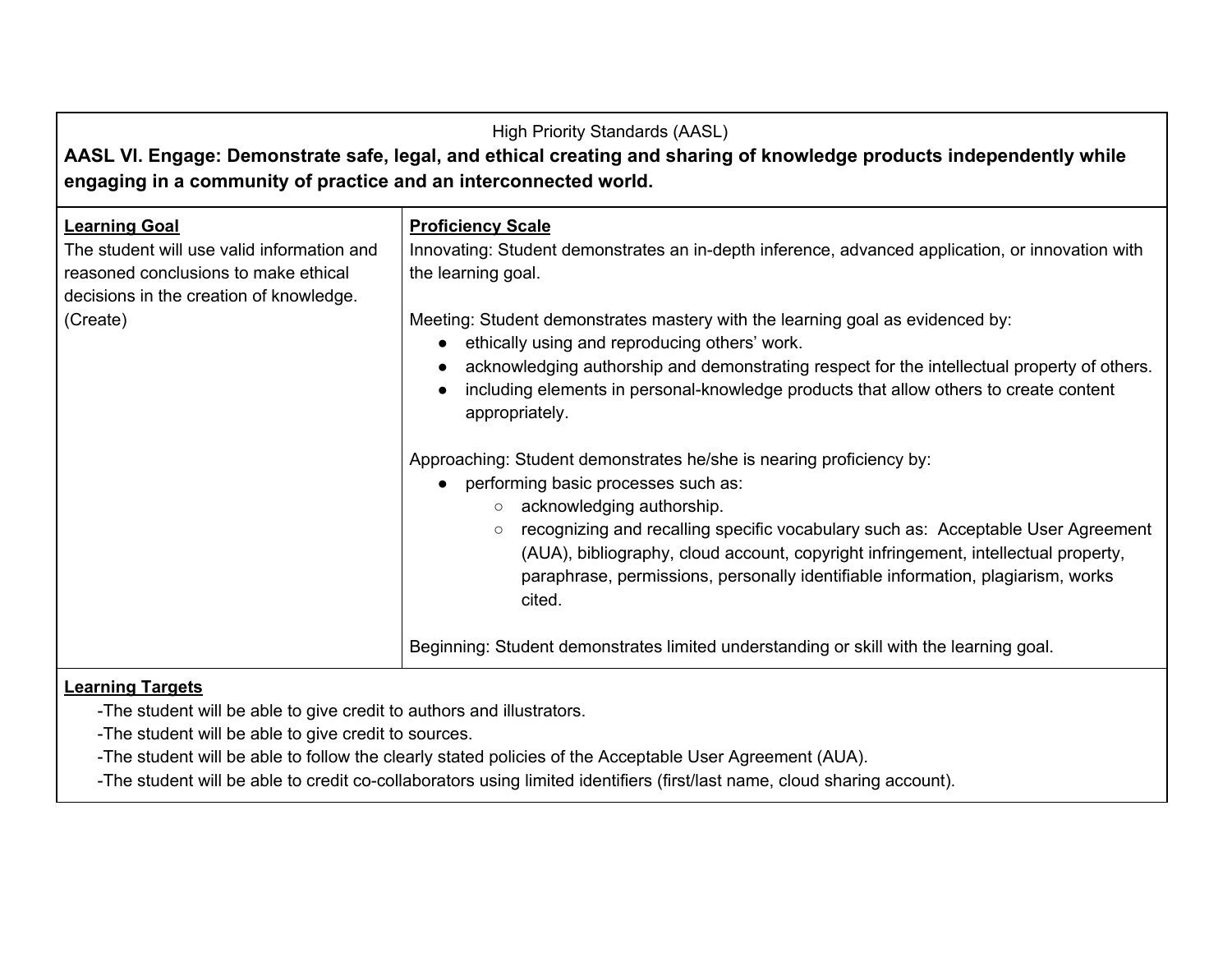High Priority Standards (AASL)

**AASL VI. Engage: Demonstrate safe, legal, and ethical creating and sharing of knowledge products independently while engaging in a community of practice and an interconnected world.**

| **Learning Goal** | **Proficiency Scale** |
|---|---|
| The student will use valid information and reasoned conclusions to make ethical decisions in the creation of knowledge. (Create) | Innovating: Student demonstrates an in-depth inference, advanced application, or innovation with the learning goal.<br><br>Meeting: Student demonstrates mastery with the learning goal as evidenced by:<br>● ethically using and reproducing others' work.<br>● acknowledging authorship and demonstrating respect for the intellectual property of others.<br>● including elements in personal-knowledge products that allow others to create content appropriately.<br><br>Approaching: Student demonstrates he/she is nearing proficiency by:<br>● performing basic processes such as:<br>○ acknowledging authorship.<br>○ recognizing and recalling specific vocabulary such as: Acceptable User Agreement (AUA), bibliography, cloud account, copyright infringement, intellectual property, paraphrase, permissions, personally identifiable information, plagiarism, works cited.<br><br>Beginning: Student demonstrates limited understanding or skill with the learning goal. |

**Learning Targets**

-The student will be able to give credit to authors and illustrators.
-The student will be able to give credit to sources.
-The student will be able to follow the clearly stated policies of the Acceptable User Agreement (AUA).
-The student will be able to credit co-collaborators using limited identifiers (first/last name, cloud sharing account).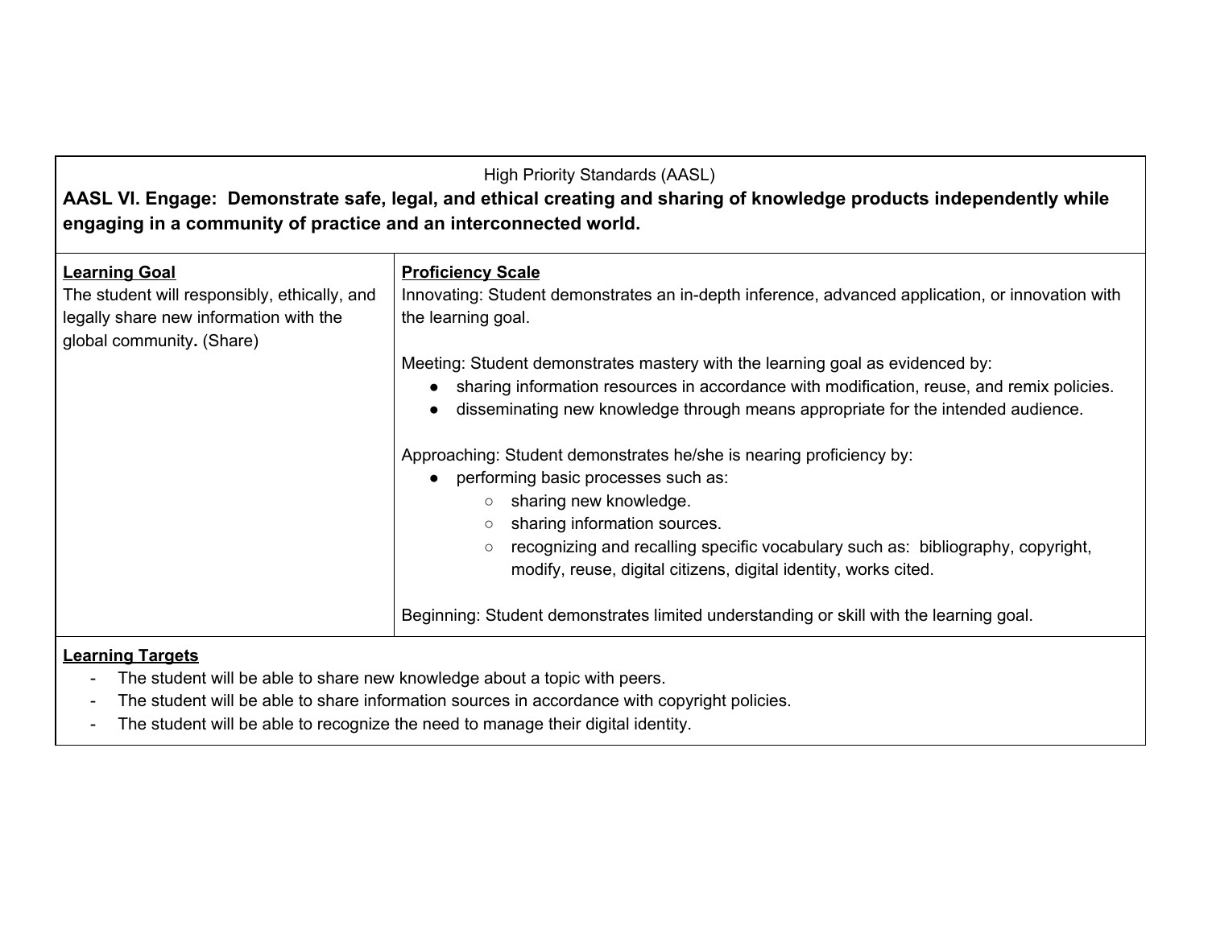High Priority Standards (AASL)

**AASL VI. Engage: Demonstrate safe, legal, and ethical creating and sharing of knowledge products independently while engaging in a community of practice and an interconnected world.**

| Learning Goal | Proficiency Scale |
|---|---|
| The student will responsibly, ethically, and legally share new information with the global community**.** (Share) | Innovating: Student demonstrates an in-depth inference, advanced application, or innovation with the learning goal.<br><br>Meeting: Student demonstrates mastery with the learning goal as evidenced by:<br>● sharing information resources in accordance with modification, reuse, and remix policies.<br>● disseminating new knowledge through means appropriate for the intended audience.<br><br>Approaching: Student demonstrates he/she is nearing proficiency by:<br>● performing basic processes such as:<br>○ sharing new knowledge.<br>○ sharing information sources.<br>○ recognizing and recalling specific vocabulary such as: bibliography, copyright, modify, reuse, digital citizens, digital identity, works cited.<br><br>Beginning: Student demonstrates limited understanding or skill with the learning goal. |

**Learning Targets**

- The student will be able to share new knowledge about a topic with peers.
- The student will be able to share information sources in accordance with copyright policies.
- The student will be able to recognize the need to manage their digital identity.